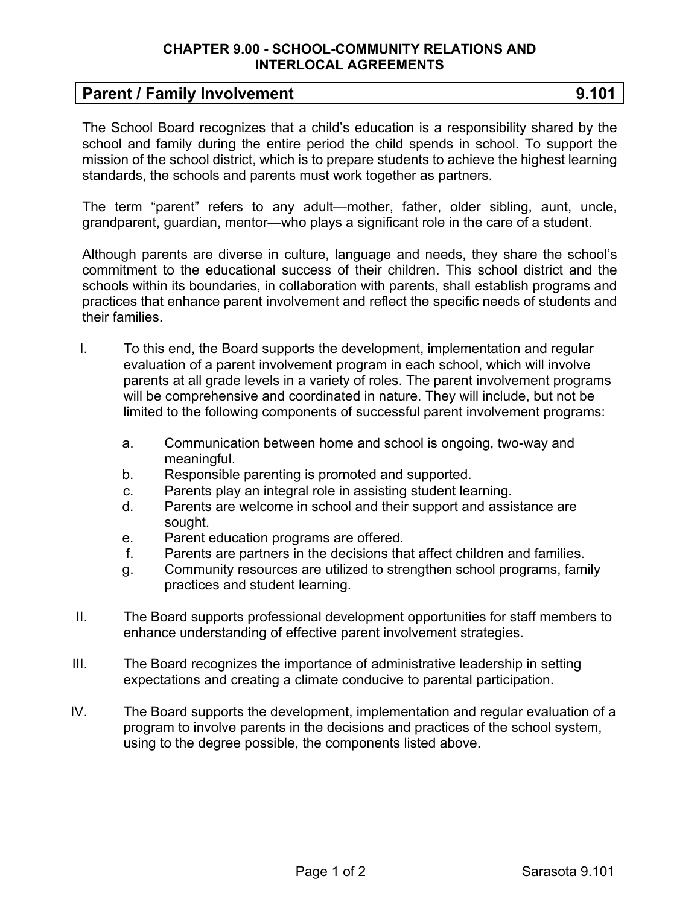# CHAPTER 9.00 - SCHOOL-COMMUNITY RELATIONS AND INTERLOCAL AGREEMENTS

## Parent / Family Involvement 9.101

The School Board recognizes that a child's education is a responsibility shared by the school and family during the entire period the child spends in school. To support the mission of the school district, which is to prepare students to achieve the highest learning standards, the schools and parents must work together as partners.

The term "parent" refers to any adult—mother, father, older sibling, aunt, uncle, grandparent, guardian, mentor—who plays a significant role in the care of a student.

Although parents are diverse in culture, language and needs, they share the school's commitment to the educational success of their children. This school district and the schools within its boundaries, in collaboration with parents, shall establish programs and practices that enhance parent involvement and reflect the specific needs of students and their families.

I. To this end, the Board supports the development, implementation and regular evaluation of a parent involvement program in each school, which will involve parents at all grade levels in a variety of roles. The parent involvement programs will be comprehensive and coordinated in nature. They will include, but not be limited to the following components of successful parent involvement programs:

   a. Communication between home and school is ongoing, two-way and meaningful.
   b. Responsible parenting is promoted and supported.
   c. Parents play an integral role in assisting student learning.
   d. Parents are welcome in school and their support and assistance are sought.
   e. Parent education programs are offered.
   f. Parents are partners in the decisions that affect children and families.
   g. Community resources are utilized to strengthen school programs, family practices and student learning.

II. The Board supports professional development opportunities for staff members to enhance understanding of effective parent involvement strategies.

III. The Board recognizes the importance of administrative leadership in setting expectations and creating a climate conducive to parental participation.

IV. The Board supports the development, implementation and regular evaluation of a program to involve parents in the decisions and practices of the school system, using to the degree possible, the components listed above.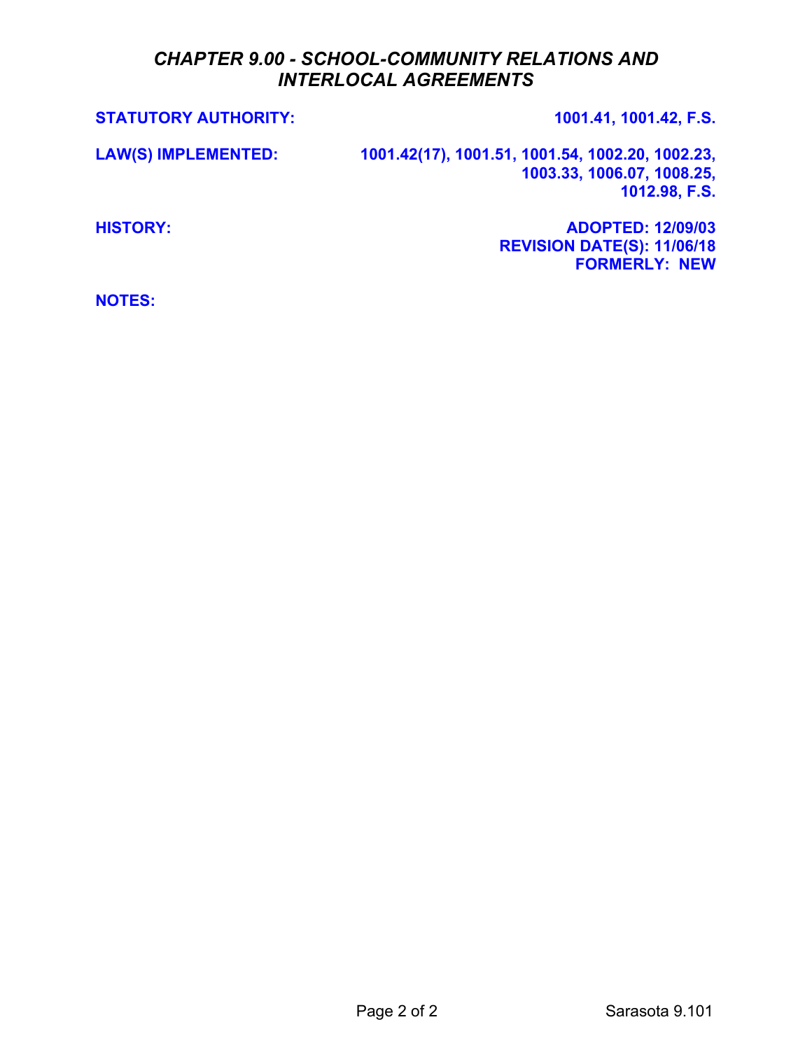## *CHAPTER 9.00 - SCHOOL-COMMUNITY RELATIONS AND INTERLOCAL AGREEMENTS*

**STATUTORY AUTHORITY:** **1001.41, 1001.42, F.S.**

**LAW(S) IMPLEMENTED:** **1001.42(17), 1001.51, 1001.54, 1002.20, 1002.23, 1003.33, 1006.07, 1008.25, 1012.98, F.S.**

**HISTORY:** **ADOPTED: 12/09/03**
**REVISION DATE(S): 11/06/18**
**FORMERLY: NEW**

**NOTES:**